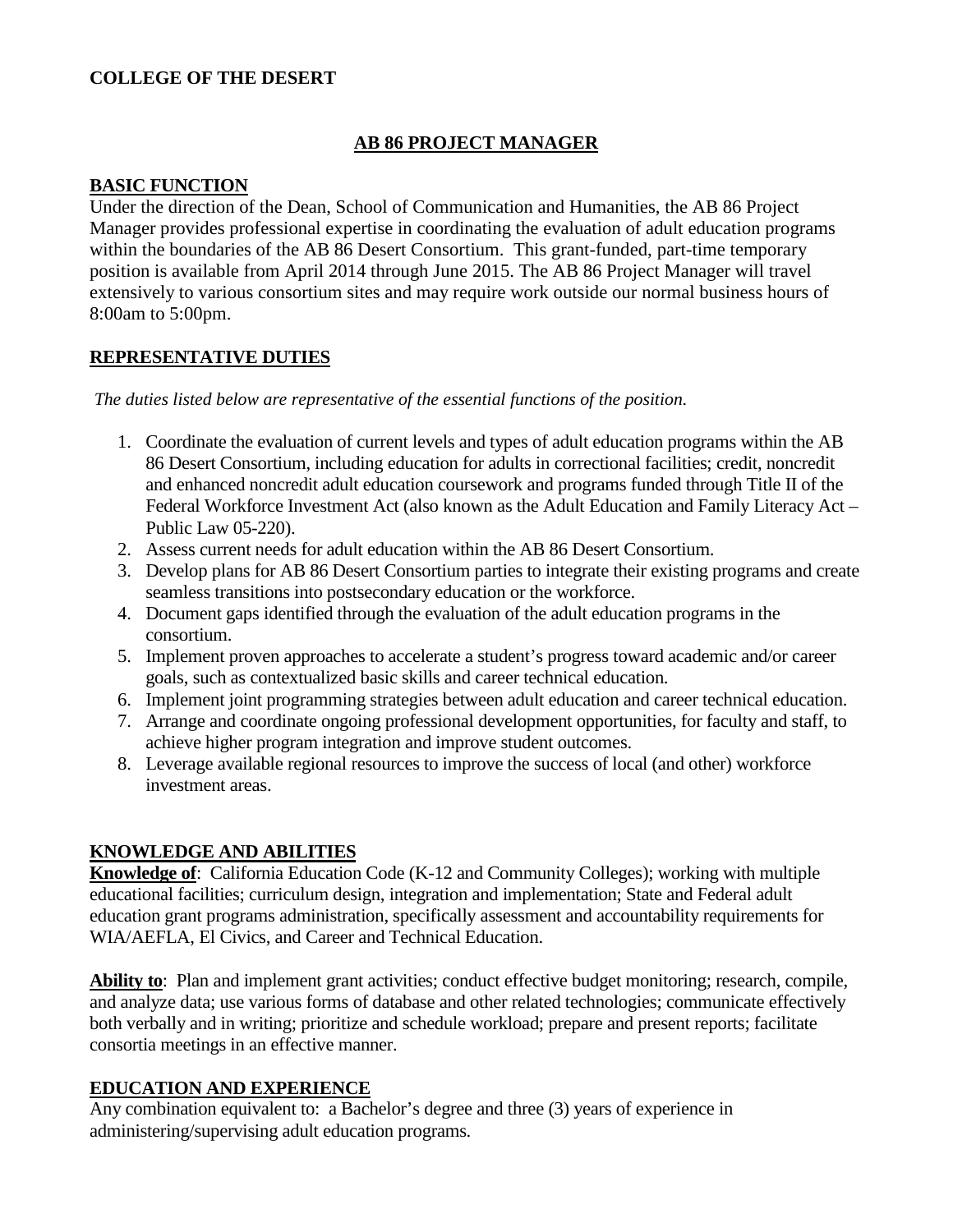**COLLEGE OF THE DESERT**

# AB 86 PROJECT MANAGER

## BASIC FUNCTION

Under the direction of the Dean, School of Communication and Humanities, the AB 86 Project Manager provides professional expertise in coordinating the evaluation of adult education programs within the boundaries of the AB 86 Desert Consortium. This grant-funded, part-time temporary position is available from April 2014 through June 2015. The AB 86 Project Manager will travel extensively to various consortium sites and may require work outside our normal business hours of 8:00am to 5:00pm.

## REPRESENTATIVE DUTIES

*The duties listed below are representative of the essential functions of the position.*

1. Coordinate the evaluation of current levels and types of adult education programs within the AB 86 Desert Consortium, including education for adults in correctional facilities; credit, noncredit and enhanced noncredit adult education coursework and programs funded through Title II of the Federal Workforce Investment Act (also known as the Adult Education and Family Literacy Act – Public Law 05-220).
2. Assess current needs for adult education within the AB 86 Desert Consortium.
3. Develop plans for AB 86 Desert Consortium parties to integrate their existing programs and create seamless transitions into postsecondary education or the workforce.
4. Document gaps identified through the evaluation of the adult education programs in the consortium.
5. Implement proven approaches to accelerate a student's progress toward academic and/or career goals, such as contextualized basic skills and career technical education.
6. Implement joint programming strategies between adult education and career technical education.
7. Arrange and coordinate ongoing professional development opportunities, for faculty and staff, to achieve higher program integration and improve student outcomes.
8. Leverage available regional resources to improve the success of local (and other) workforce investment areas.

## KNOWLEDGE AND ABILITIES

**Knowledge of**: California Education Code (K-12 and Community Colleges); working with multiple educational facilities; curriculum design, integration and implementation; State and Federal adult education grant programs administration, specifically assessment and accountability requirements for WIA/AEFLA, El Civics, and Career and Technical Education.

**Ability to**: Plan and implement grant activities; conduct effective budget monitoring; research, compile, and analyze data; use various forms of database and other related technologies; communicate effectively both verbally and in writing; prioritize and schedule workload; prepare and present reports; facilitate consortia meetings in an effective manner.

## EDUCATION AND EXPERIENCE

Any combination equivalent to: a Bachelor's degree and three (3) years of experience in administering/supervising adult education programs.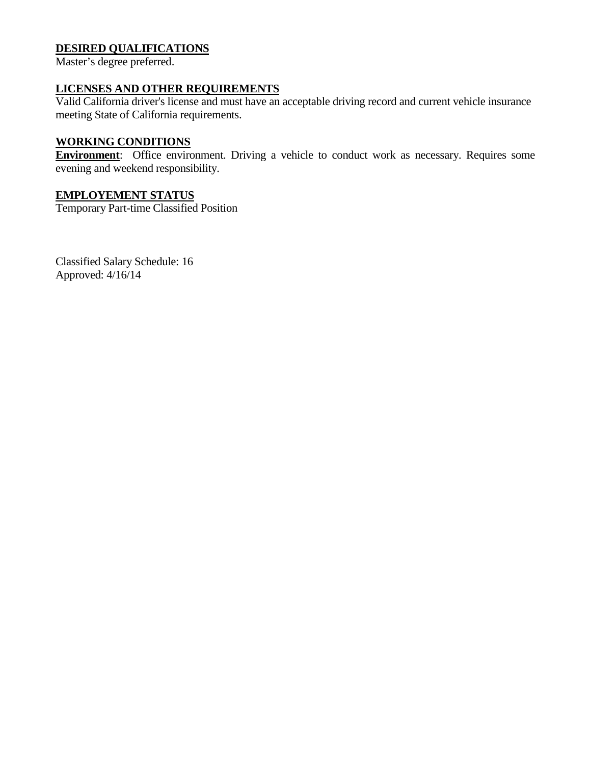## DESIRED QUALIFICATIONS

Master's degree preferred.

## LICENSES AND OTHER REQUIREMENTS

Valid California driver's license and must have an acceptable driving record and current vehicle insurance meeting State of California requirements.

## WORKING CONDITIONS

**Environment**: Office environment. Driving a vehicle to conduct work as necessary. Requires some evening and weekend responsibility.

## EMPLOYEMENT STATUS

Temporary Part-time Classified Position

Classified Salary Schedule: 16
Approved: 4/16/14